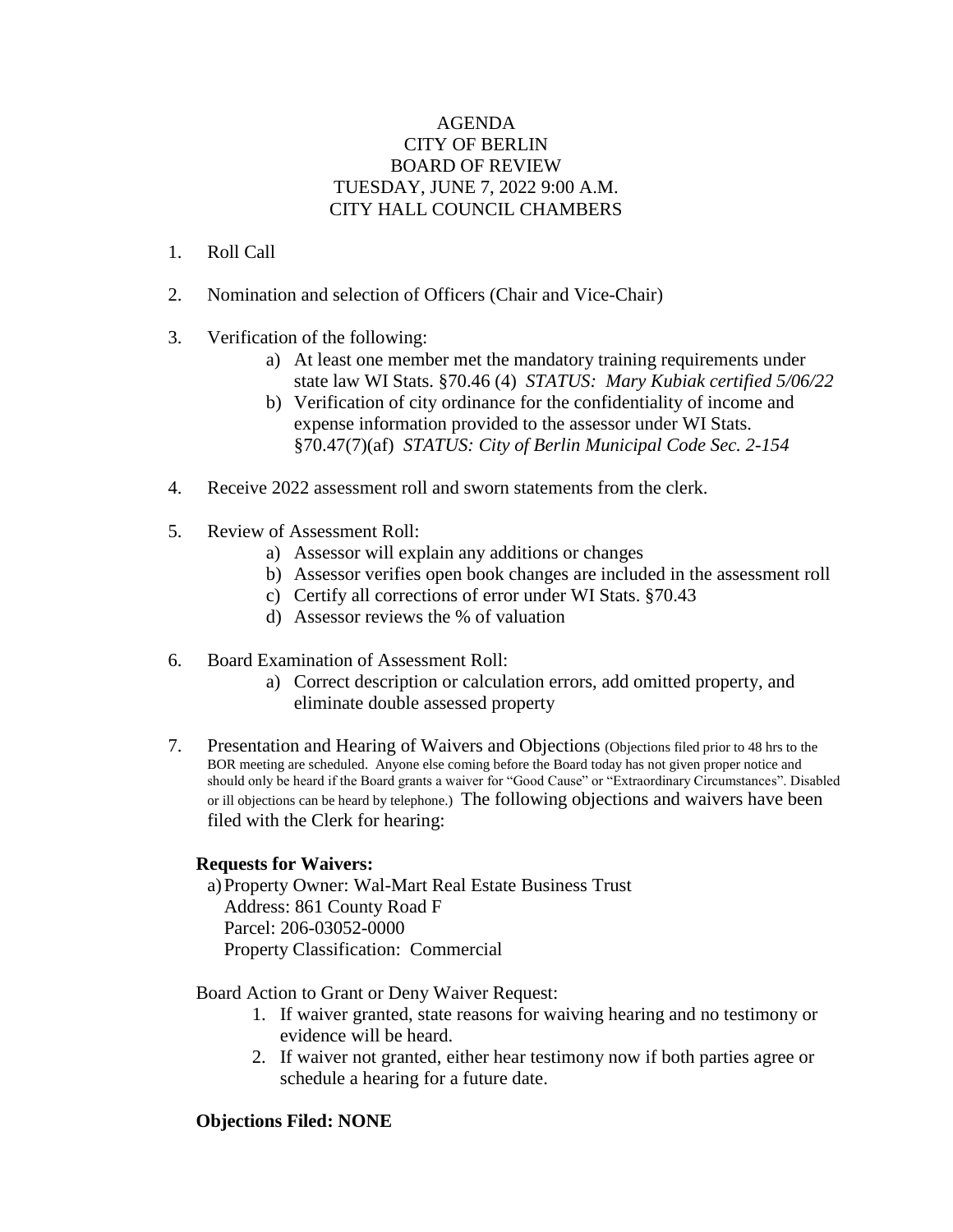# AGENDA
# CITY OF BERLIN
# BOARD OF REVIEW
# TUESDAY, JUNE 7, 2022 9:00 A.M.
# CITY HALL COUNCIL CHAMBERS

1. Roll Call

2. Nomination and selection of Officers (Chair and Vice-Chair)

3. Verification of the following:
   a) At least one member met the mandatory training requirements under state law WI Stats. §70.46 (4) *STATUS: Mary Kubiak certified 5/06/22*
   b) Verification of city ordinance for the confidentiality of income and expense information provided to the assessor under WI Stats. §70.47(7)(af) *STATUS: City of Berlin Municipal Code Sec. 2-154*

4. Receive 2022 assessment roll and sworn statements from the clerk.

5. Review of Assessment Roll:
   a) Assessor will explain any additions or changes
   b) Assessor verifies open book changes are included in the assessment roll
   c) Certify all corrections of error under WI Stats. §70.43
   d) Assessor reviews the % of valuation

6. Board Examination of Assessment Roll:
   a) Correct description or calculation errors, add omitted property, and eliminate double assessed property

7. Presentation and Hearing of Waivers and Objections (Objections filed prior to 48 hrs to the BOR meeting are scheduled. Anyone else coming before the Board today has not given proper notice and should only be heard if the Board grants a waiver for "Good Cause" or "Extraordinary Circumstances". Disabled or ill objections can be heard by telephone.) The following objections and waivers have been filed with the Clerk for hearing:

**Requests for Waivers:**

a) Property Owner: Wal-Mart Real Estate Business Trust
   Address: 861 County Road F
   Parcel: 206-03052-0000
   Property Classification: Commercial

Board Action to Grant or Deny Waiver Request:

1. If waiver granted, state reasons for waiving hearing and no testimony or evidence will be heard.
2. If waiver not granted, either hear testimony now if both parties agree or schedule a hearing for a future date.

**Objections Filed: NONE**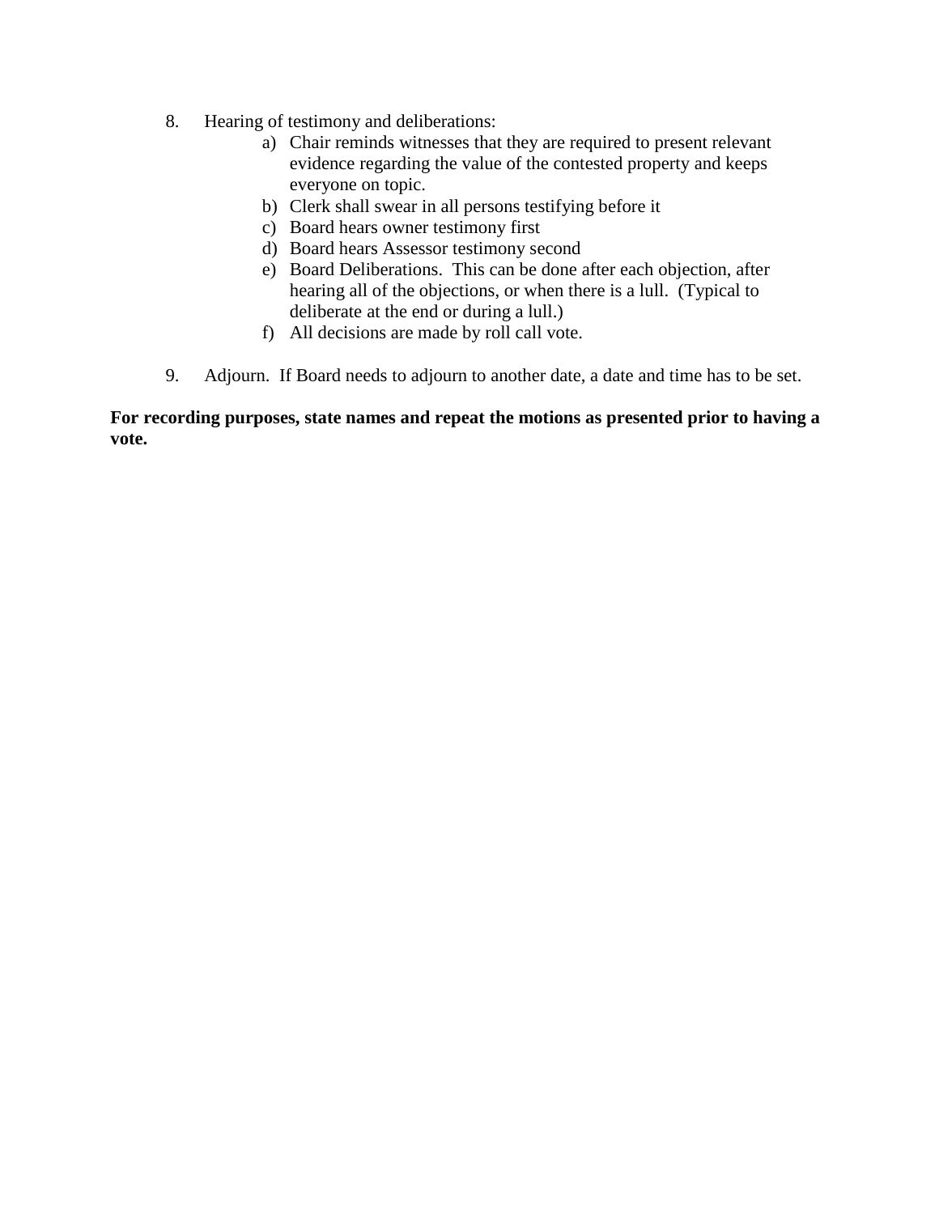8. Hearing of testimony and deliberations:
    a) Chair reminds witnesses that they are required to present relevant evidence regarding the value of the contested property and keeps everyone on topic.
    b) Clerk shall swear in all persons testifying before it
    c) Board hears owner testimony first
    d) Board hears Assessor testimony second
    e) Board Deliberations. This can be done after each objection, after hearing all of the objections, or when there is a lull. (Typical to deliberate at the end or during a lull.)
    f) All decisions are made by roll call vote.

9. Adjourn. If Board needs to adjourn to another date, a date and time has to be set.

**For recording purposes, state names and repeat the motions as presented prior to having a vote.**